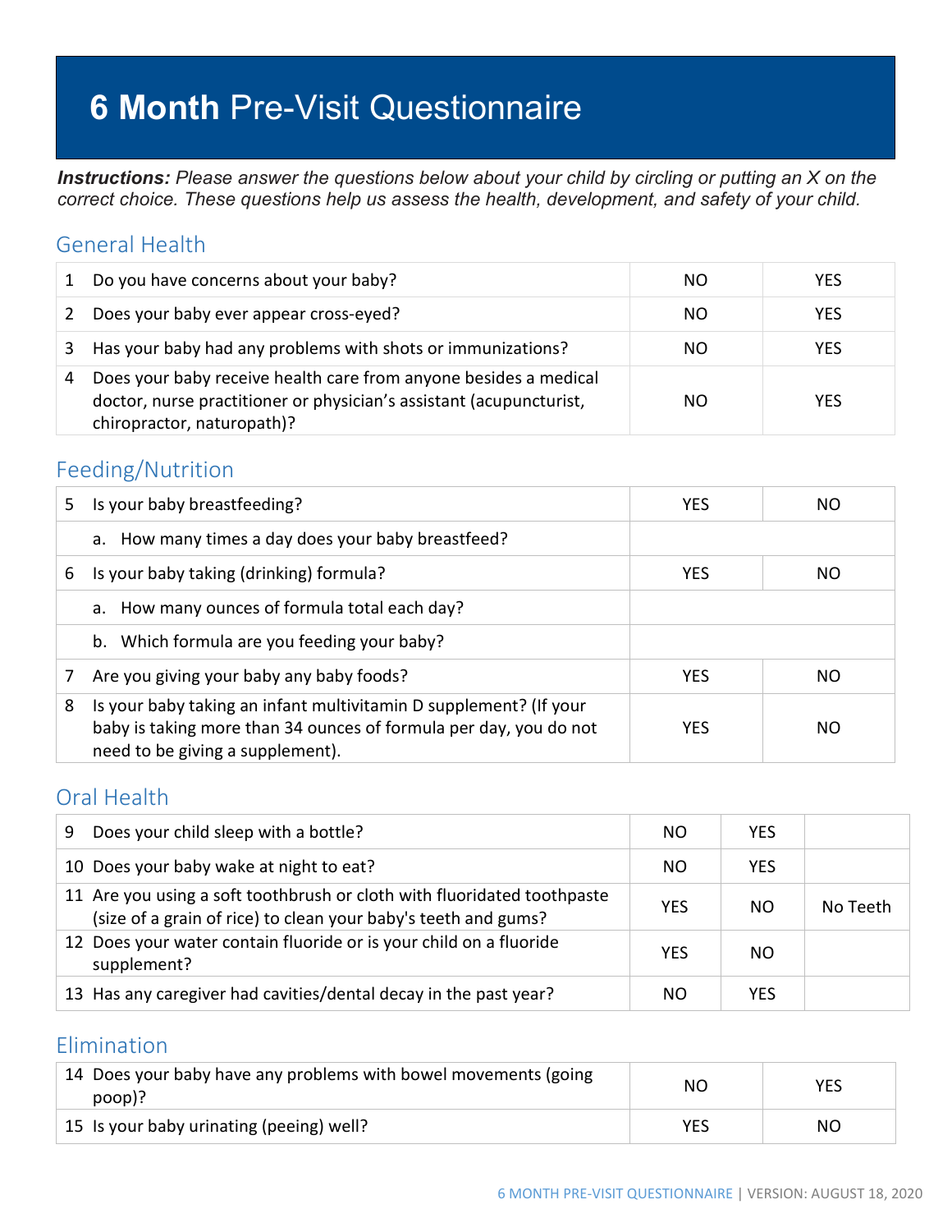# **6 Month** Pre-Visit Questionnaire

***Instructions:*** *Please answer the questions below about your child by circling or putting an X on the correct choice. These questions help us assess the health, development, and safety of your child.*

## General Health

| | | | |
|---|---|---|---|
| 1 | Do you have concerns about your baby? | NO | YES |
| 2 | Does your baby ever appear cross-eyed? | NO | YES |
| 3 | Has your baby had any problems with shots or immunizations? | NO | YES |
| 4 | Does your baby receive health care from anyone besides a medical doctor, nurse practitioner or physician's assistant (acupuncturist, chiropractor, naturopath)? | NO | YES |

## Feeding/Nutrition

| | | | |
|---|---|---|---|
| 5 | Is your baby breastfeeding? | YES | NO |
| | a. How many times a day does your baby breastfeed? | | |
| 6 | Is your baby taking (drinking) formula? | YES | NO |
| | a. How many ounces of formula total each day? | | |
| | b. Which formula are you feeding your baby? | | |
| 7 | Are you giving your baby any baby foods? | YES | NO |
| 8 | Is your baby taking an infant multivitamin D supplement? (If your baby is taking more than 34 ounces of formula per day, you do not need to be giving a supplement). | YES | NO |

## Oral Health

| | | | | |
|---|---|---|---|---|
| 9 | Does your child sleep with a bottle? | NO | YES | |
| 10 | Does your baby wake at night to eat? | NO | YES | |
| 11 | Are you using a soft toothbrush or cloth with fluoridated toothpaste (size of a grain of rice) to clean your baby's teeth and gums? | YES | NO | No Teeth |
| 12 | Does your water contain fluoride or is your child on a fluoride supplement? | YES | NO | |
| 13 | Has any caregiver had cavities/dental decay in the past year? | NO | YES | |

## Elimination

| | | | |
|---|---|---|---|
| 14 | Does your baby have any problems with bowel movements (going poop)? | NO | YES |
| 15 | Is your baby urinating (peeing) well? | YES | NO |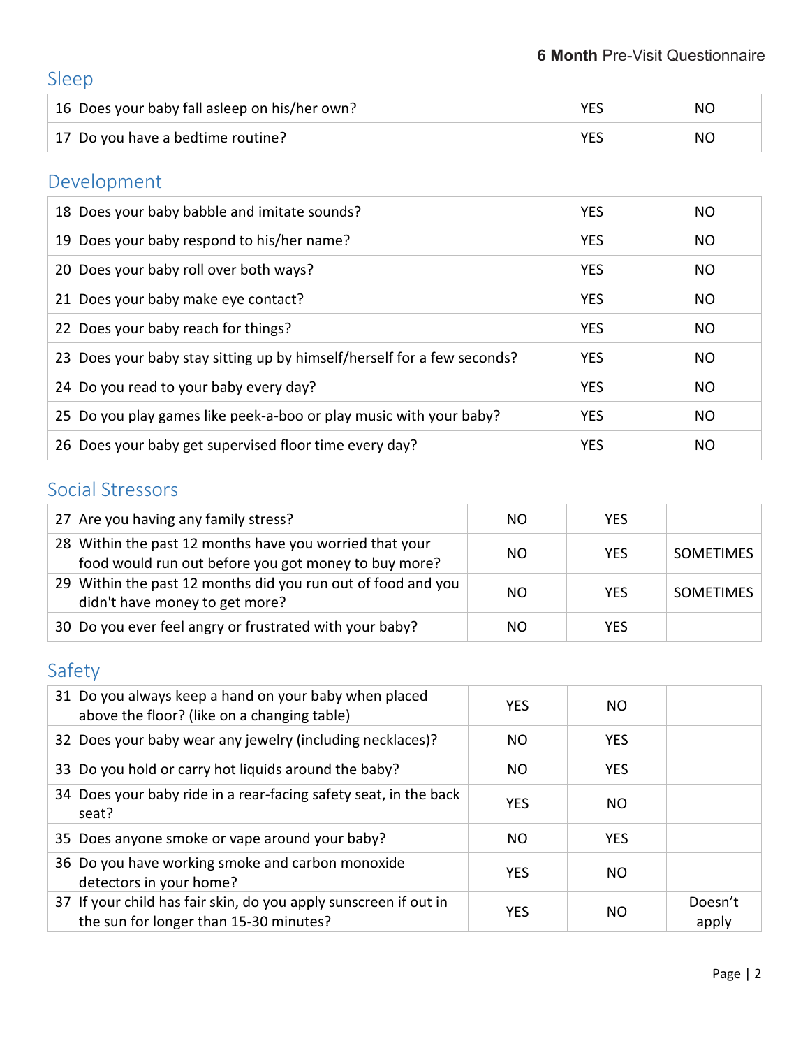## Sleep

| | | |
|---|---|---|
| 16 Does your baby fall asleep on his/her own? | YES | NO |
| 17 Do you have a bedtime routine? | YES | NO |

## Development

| | | |
|---|---|---|
| 18 Does your baby babble and imitate sounds? | YES | NO |
| 19 Does your baby respond to his/her name? | YES | NO |
| 20 Does your baby roll over both ways? | YES | NO |
| 21 Does your baby make eye contact? | YES | NO |
| 22 Does your baby reach for things? | YES | NO |
| 23 Does your baby stay sitting up by himself/herself for a few seconds? | YES | NO |
| 24 Do you read to your baby every day? | YES | NO |
| 25 Do you play games like peek-a-boo or play music with your baby? | YES | NO |
| 26 Does your baby get supervised floor time every day? | YES | NO |

## Social Stressors

| | | | |
|---|---|---|---|
| 27 Are you having any family stress? | NO | YES | |
| 28 Within the past 12 months have you worried that your food would run out before you got money to buy more? | NO | YES | SOMETIMES |
| 29 Within the past 12 months did you run out of food and you didn't have money to get more? | NO | YES | SOMETIMES |
| 30 Do you ever feel angry or frustrated with your baby? | NO | YES | |

## Safety

| | | | |
|---|---|---|---|
| 31 Do you always keep a hand on your baby when placed above the floor? (like on a changing table) | YES | NO | |
| 32 Does your baby wear any jewelry (including necklaces)? | NO | YES | |
| 33 Do you hold or carry hot liquids around the baby? | NO | YES | |
| 34 Does your baby ride in a rear-facing safety seat, in the back seat? | YES | NO | |
| 35 Does anyone smoke or vape around your baby? | NO | YES | |
| 36 Do you have working smoke and carbon monoxide detectors in your home? | YES | NO | |
| 37 If your child has fair skin, do you apply sunscreen if out in the sun for longer than 15-30 minutes? | YES | NO | Doesn't apply |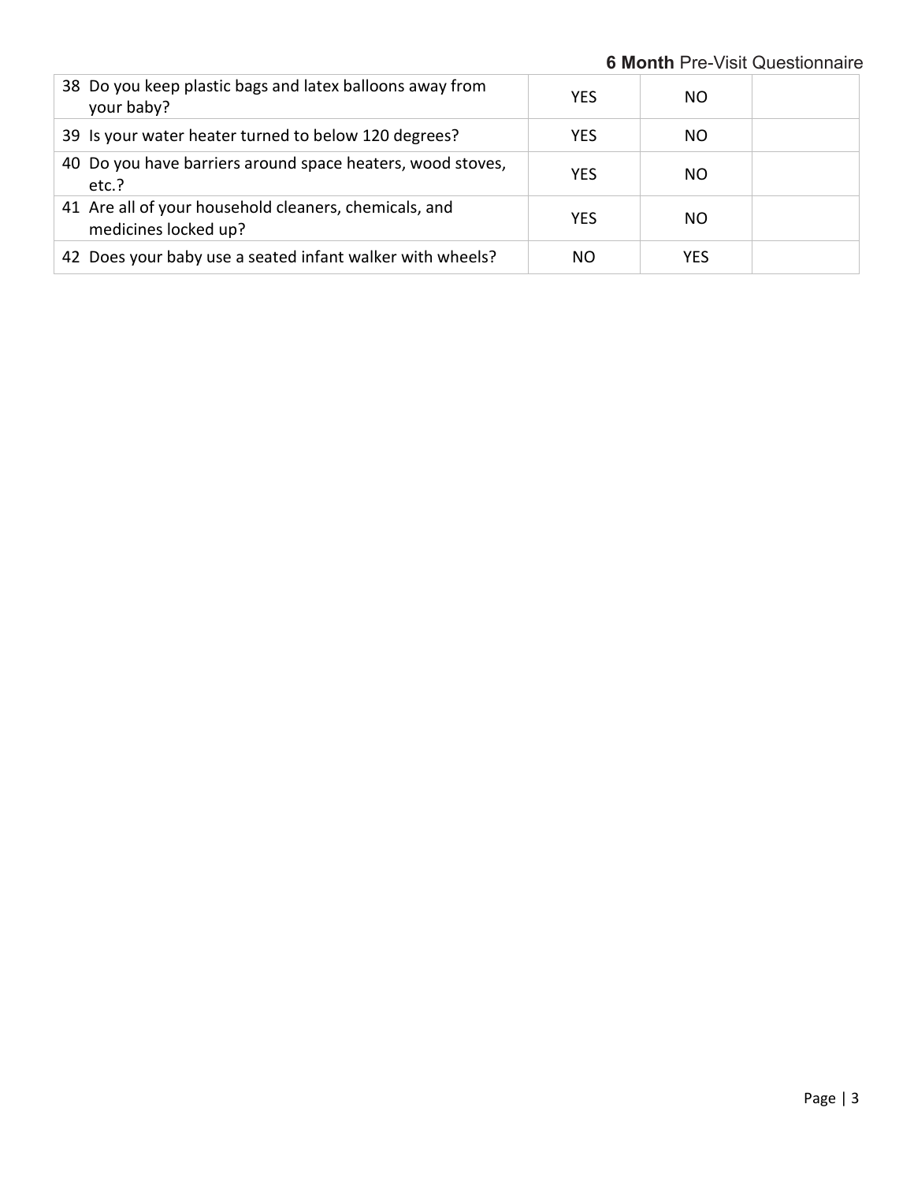| | | | |
|---|---|---|---|
| 38 Do you keep plastic bags and latex balloons away from your baby? | YES | NO | |
| 39 Is your water heater turned to below 120 degrees? | YES | NO | |
| 40 Do you have barriers around space heaters, wood stoves, etc.? | YES | NO | |
| 41 Are all of your household cleaners, chemicals, and medicines locked up? | YES | NO | |
| 42 Does your baby use a seated infant walker with wheels? | NO | YES | |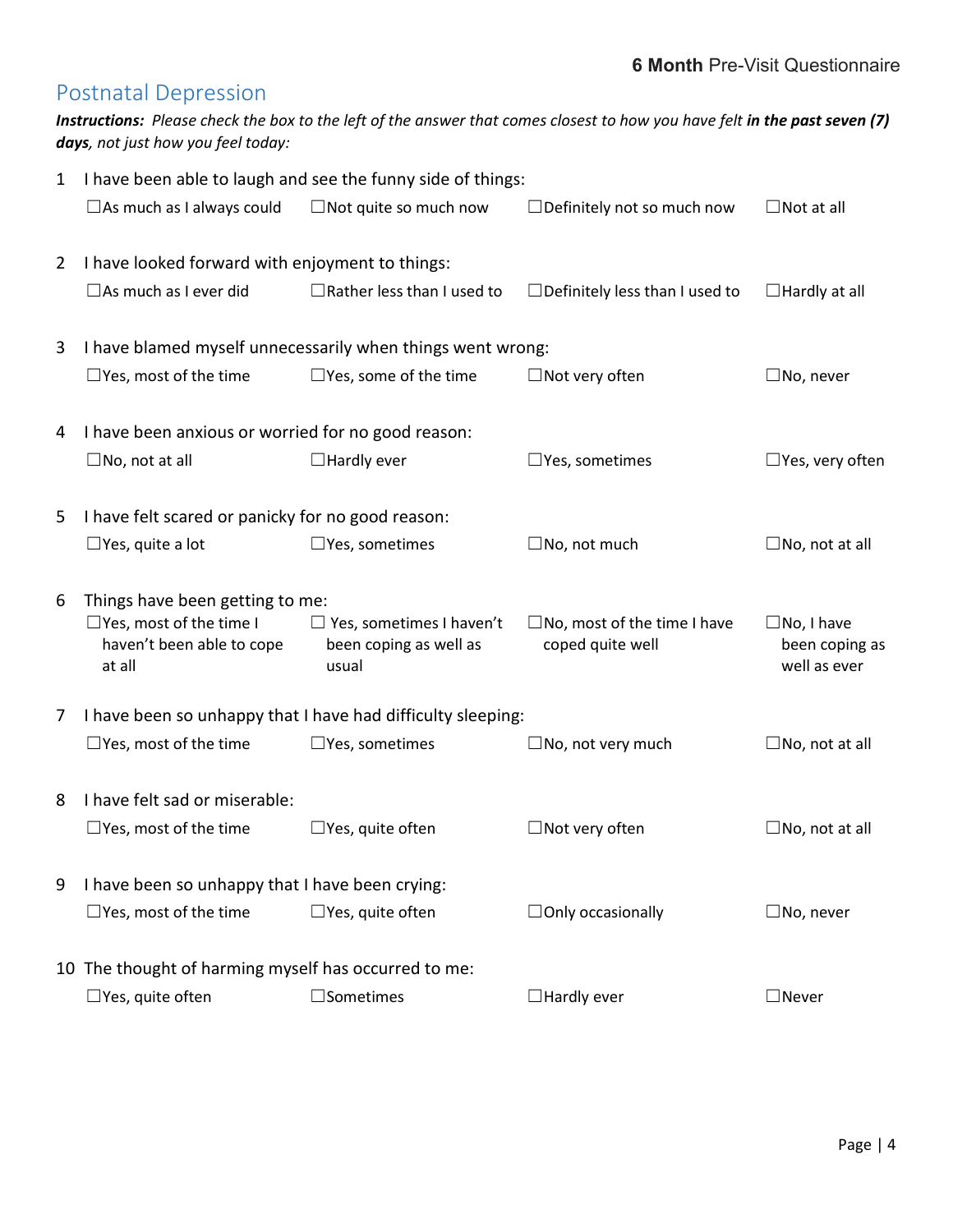## Postnatal Depression

***Instructions:** Please check the box to the left of the answer that comes closest to how you have felt **in the past seven (7) days**, not just how you feel today:*

1. I have been able to laugh and see the funny side of things:

   ☐As much as I always could ☐Not quite so much now ☐Definitely not so much now ☐Not at all

2. I have looked forward with enjoyment to things:

   ☐As much as I ever did ☐Rather less than I used to ☐Definitely less than I used to ☐Hardly at all

3. I have blamed myself unnecessarily when things went wrong:

   ☐Yes, most of the time ☐Yes, some of the time ☐Not very often ☐No, never

4. I have been anxious or worried for no good reason:

   ☐No, not at all ☐Hardly ever ☐Yes, sometimes ☐Yes, very often

5. I have felt scared or panicky for no good reason:

   ☐Yes, quite a lot ☐Yes, sometimes ☐No, not much ☐No, not at all

6. Things have been getting to me:

   ☐Yes, most of the time I haven't been able to cope at all ☐ Yes, sometimes I haven't been coping as well as usual ☐No, most of the time I have coped quite well ☐No, I have been coping as well as ever

7. I have been so unhappy that I have had difficulty sleeping:

   ☐Yes, most of the time ☐Yes, sometimes ☐No, not very much ☐No, not at all

8. I have felt sad or miserable:

   ☐Yes, most of the time ☐Yes, quite often ☐Not very often ☐No, not at all

9. I have been so unhappy that I have been crying:

   ☐Yes, most of the time ☐Yes, quite often ☐Only occasionally ☐No, never

10. The thought of harming myself has occurred to me:

    ☐Yes, quite often ☐Sometimes ☐Hardly ever ☐Never